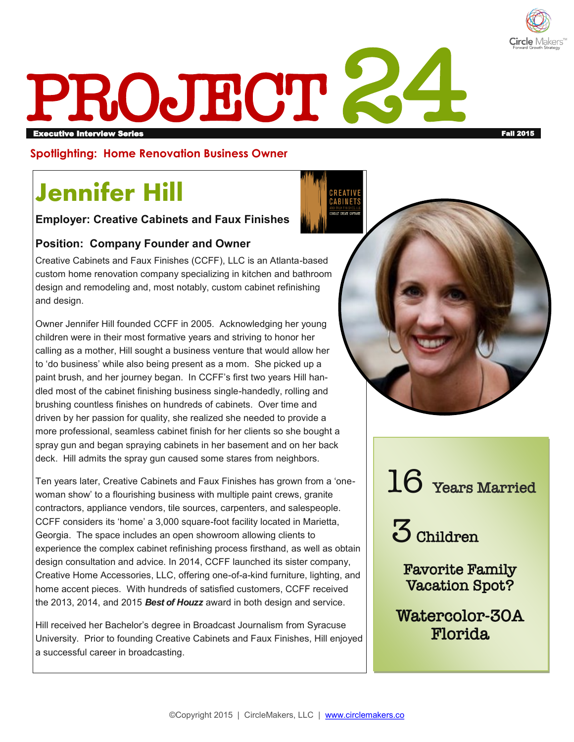# PROJECT 24

**Executive Interview Series** — **Fall 2015**

**Spotlighting: Home Renovation Business Owner**

## Jennifer Hill

**Employer: Creative Cabinets and Faux Finishes**

**Position: Company Founder and Owner**

Creative Cabinets and Faux Finishes (CCFF), LLC is an Atlanta-based custom home renovation company specializing in kitchen and bathroom design and remodeling and, most notably, custom cabinet refinishing and design.

Owner Jennifer Hill founded CCFF in 2005. Acknowledging her young children were in their most formative years and striving to honor her calling as a mother, Hill sought a business venture that would allow her to 'do business' while also being present as a mom. She picked up a paint brush, and her journey began. In CCFF's first two years Hill handled most of the cabinet finishing business single-handedly, rolling and brushing countless finishes on hundreds of cabinets. Over time and driven by her passion for quality, she realized she needed to provide a more professional, seamless cabinet finish for her clients so she bought a spray gun and began spraying cabinets in her basement and on her back deck. Hill admits the spray gun caused some stares from neighbors.

Ten years later, Creative Cabinets and Faux Finishes has grown from a 'one-woman show' to a flourishing business with multiple paint crews, granite contractors, appliance vendors, tile sources, carpenters, and salespeople. CCFF considers its 'home' a 3,000 square-foot facility located in Marietta, Georgia. The space includes an open showroom allowing clients to experience the complex cabinet refinishing process firsthand, as well as obtain design consultation and advice. In 2014, CCFF launched its sister company, Creative Home Accessories, LLC, offering one-of-a-kind furniture, lighting, and home accent pieces. With hundreds of satisfied customers, CCFF received the 2013, 2014, and 2015 ***Best of Houzz*** award in both design and service.

Hill received her Bachelor's degree in Broadcast Journalism from Syracuse University. Prior to founding Creative Cabinets and Faux Finishes, Hill enjoyed a successful career in broadcasting.

**16** Years Married

**3** Children

**Favorite Family Vacation Spot?**

**Watercolor-30A Florida**

©Copyright 2015 | CircleMakers, LLC | www.circlemakers.co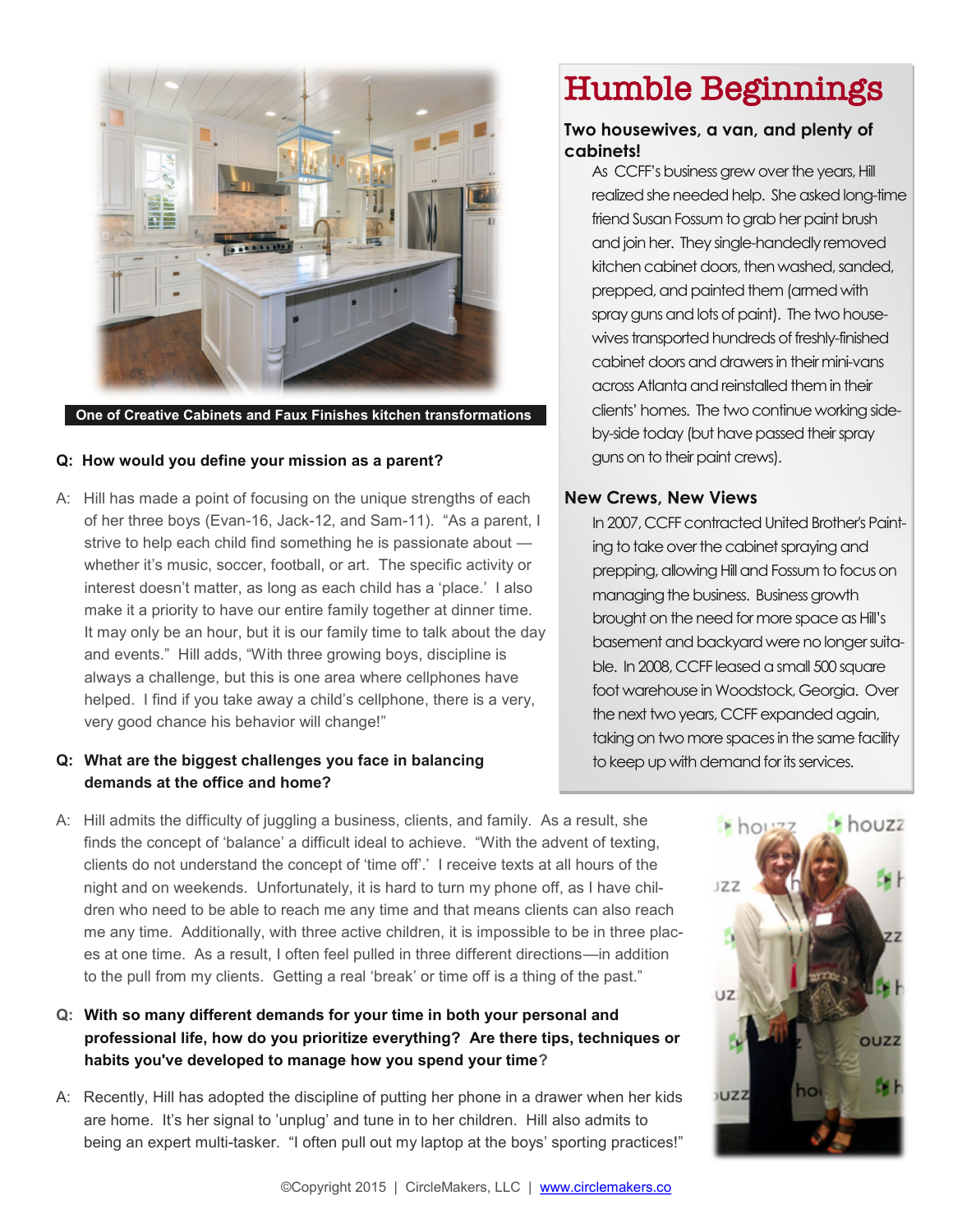One of Creative Cabinets and Faux Finishes kitchen transformations

**Q: How would you define your mission as a parent?**

A: Hill has made a point of focusing on the unique strengths of each of her three boys (Evan-16, Jack-12, and Sam-11). "As a parent, I strive to help each child find something he is passionate about — whether it's music, soccer, football, or art. The specific activity or interest doesn't matter, as long as each child has a 'place.' I also make it a priority to have our entire family together at dinner time. It may only be an hour, but it is our family time to talk about the day and events." Hill adds, "With three growing boys, discipline is always a challenge, but this is one area where cellphones have helped. I find if you take away a child's cellphone, there is a very, very good chance his behavior will change!"

**Q: What are the biggest challenges you face in balancing demands at the office and home?**

A: Hill admits the difficulty of juggling a business, clients, and family. As a result, she finds the concept of 'balance' a difficult ideal to achieve. "With the advent of texting, clients do not understand the concept of 'time off'.' I receive texts at all hours of the night and on weekends. Unfortunately, it is hard to turn my phone off, as I have children who need to be able to reach me any time and that means clients can also reach me any time. Additionally, with three active children, it is impossible to be in three places at one time. As a result, I often feel pulled in three different directions—in addition to the pull from my clients. Getting a real 'break' or time off is a thing of the past."

**Q: With so many different demands for your time in both your personal and professional life, how do you prioritize everything? Are there tips, techniques or habits you've developed to manage how you spend your time?**

A: Recently, Hill has adopted the discipline of putting her phone in a drawer when her kids are home. It's her signal to 'unplug' and tune in to her children. Hill also admits to being an expert multi-tasker. "I often pull out my laptop at the boys' sporting practices!"

# Humble Beginnings

### Two housewives, a van, and plenty of cabinets!

As CCFF's business grew over the years, Hill realized she needed help. She asked long-time friend Susan Fossum to grab her paint brush and join her. They single-handedly removed kitchen cabinet doors, then washed, sanded, prepped, and painted them (armed with spray guns and lots of paint). The two housewives transported hundreds of freshly-finished cabinet doors and drawers in their mini-vans across Atlanta and reinstalled them in their clients' homes. The two continue working side-by-side today (but have passed their spray guns on to their paint crews).

### New Crews, New Views

In 2007, CCFF contracted United Brother's Painting to take over the cabinet spraying and prepping, allowing Hill and Fossum to focus on managing the business. Business growth brought on the need for more space as Hill's basement and backyard were no longer suitable. In 2008, CCFF leased a small 500 square foot warehouse in Woodstock, Georgia. Over the next two years, CCFF expanded again, taking on two more spaces in the same facility to keep up with demand for its services.

©Copyright 2015 | CircleMakers, LLC | [www.circlemakers.co](http://www.circlemakers.co)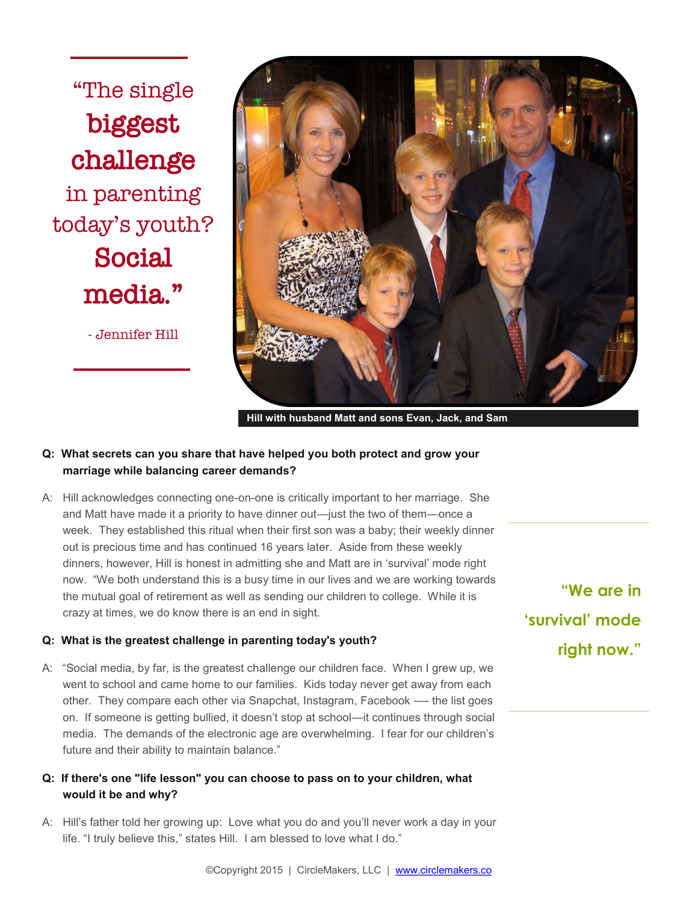“The single **biggest challenge** in parenting today’s youth? **Social media.**”

- Jennifer Hill

Hill with husband Matt and sons Evan, Jack, and Sam

**Q: What secrets can you share that have helped you both protect and grow your marriage while balancing career demands?**

A: Hill acknowledges connecting one-on-one is critically important to her marriage. She and Matt have made it a priority to have dinner out—just the two of them—once a week. They established this ritual when their first son was a baby; their weekly dinner out is precious time and has continued 16 years later. Aside from these weekly dinners, however, Hill is honest in admitting she and Matt are in ‘survival’ mode right now. “We both understand this is a busy time in our lives and we are working towards the mutual goal of retirement as well as sending our children to college. While it is crazy at times, we do know there is an end in sight.

**“We are in ‘survival’ mode right now.”**

**Q: What is the greatest challenge in parenting today's youth?**

A: “Social media, by far, is the greatest challenge our children face. When I grew up, we went to school and came home to our families. Kids today never get away from each other. They compare each other via Snapchat, Instagram, Facebook —- the list goes on. If someone is getting bullied, it doesn’t stop at school—it continues through social media. The demands of the electronic age are overwhelming. I fear for our children’s future and their ability to maintain balance.”

**Q: If there's one "life lesson" you can choose to pass on to your children, what would it be and why?**

A: Hill’s father told her growing up: Love what you do and you’ll never work a day in your life. “I truly believe this,” states Hill. I am blessed to love what I do.”

©Copyright 2015 | CircleMakers, LLC | www.circlemakers.co